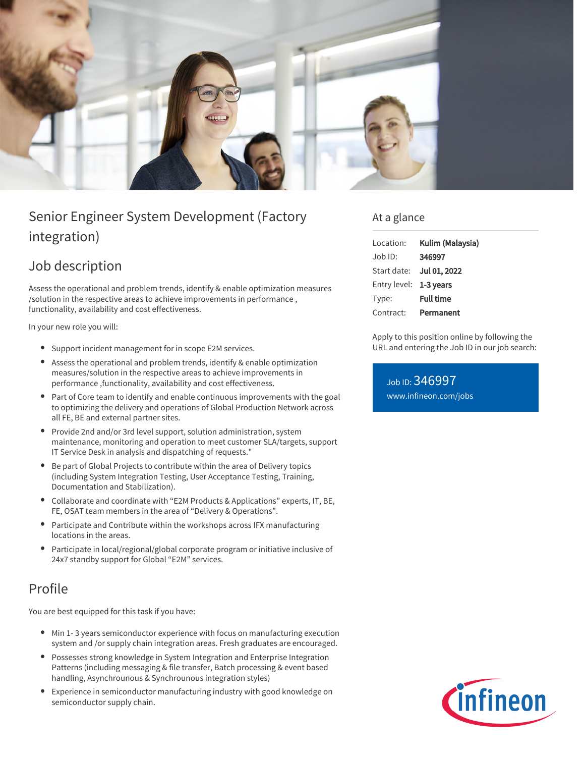# Senior Engineer System Development (Factory integration)

## Job description

Assess the operational and problem trends, identify & enable optimization measures /solution in the respective areas to achieve improvements in performance , functionality, availability and cost effectiveness.

In your new role you will:

- Support incident management for in scope E2M services.
- Assess the operational and problem trends, identify & enable optimization measures/solution in the respective areas to achieve improvements in performance ,functionality, availability and cost effectiveness.
- Part of Core team to identify and enable continuous improvements with the goal to optimizing the delivery and operations of Global Production Network across all FE, BE and external partner sites.
- Provide 2nd and/or 3rd level support, solution administration, system maintenance, monitoring and operation to meet customer SLA/targets, support IT Service Desk in analysis and dispatching of requests."
- Be part of Global Projects to contribute within the area of Delivery topics (including System Integration Testing, User Acceptance Testing, Training, Documentation and Stabilization).
- Collaborate and coordinate with "E2M Products & Applications" experts, IT, BE, FE, OSAT team members in the area of "Delivery & Operations".
- Participate and Contribute within the workshops across IFX manufacturing locations in the areas.
- Participate in local/regional/global corporate program or initiative inclusive of 24x7 standby support for Global "E2M" services.

## Profile

You are best equipped for this task if you have:

- Min 1- 3 years semiconductor experience with focus on manufacturing execution system and /or supply chain integration areas. Fresh graduates are encouraged.
- Possesses strong knowledge in System Integration and Enterprise Integration Patterns (including messaging & file transfer, Batch processing & event based handling, Asynchrounous & Synchrounous integration styles)
- Experience in semiconductor manufacturing industry with good knowledge on semiconductor supply chain.

## At a glance

| | |
|---|---|
| Location: | **Kulim (Malaysia)** |
| Job ID: | **346997** |
| Start date: | **Jul 01, 2022** |
| Entry level: | **1-3 years** |
| Type: | **Full time** |
| Contract: | **Permanent** |

Apply to this position online by following the URL and entering the Job ID in our job search:

Job ID: 346997
www.infineon.com/jobs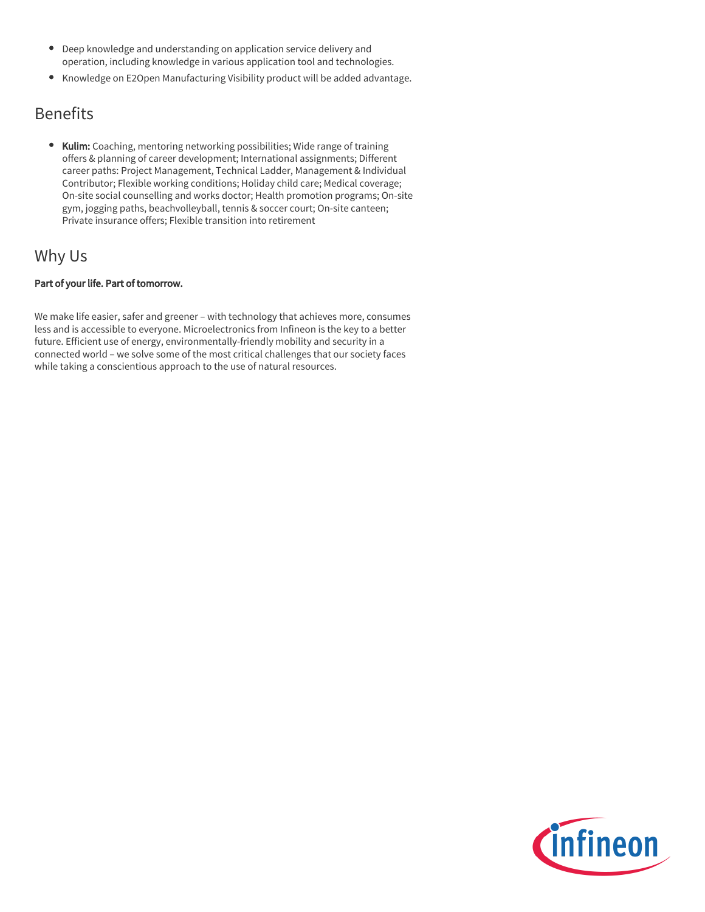- Deep knowledge and understanding on application service delivery and operation, including knowledge in various application tool and technologies.
- Knowledge on E2Open Manufacturing Visibility product will be added advantage.

## Benefits

- **Kulim:** Coaching, mentoring networking possibilities; Wide range of training offers & planning of career development; International assignments; Different career paths: Project Management, Technical Ladder, Management & Individual Contributor; Flexible working conditions; Holiday child care; Medical coverage; On-site social counselling and works doctor; Health promotion programs; On-site gym, jogging paths, beachvolleyball, tennis & soccer court; On-site canteen; Private insurance offers; Flexible transition into retirement

## Why Us

**Part of your life. Part of tomorrow.**

We make life easier, safer and greener – with technology that achieves more, consumes less and is accessible to everyone. Microelectronics from Infineon is the key to a better future. Efficient use of energy, environmentally-friendly mobility and security in a connected world – we solve some of the most critical challenges that our society faces while taking a conscientious approach to the use of natural resources.